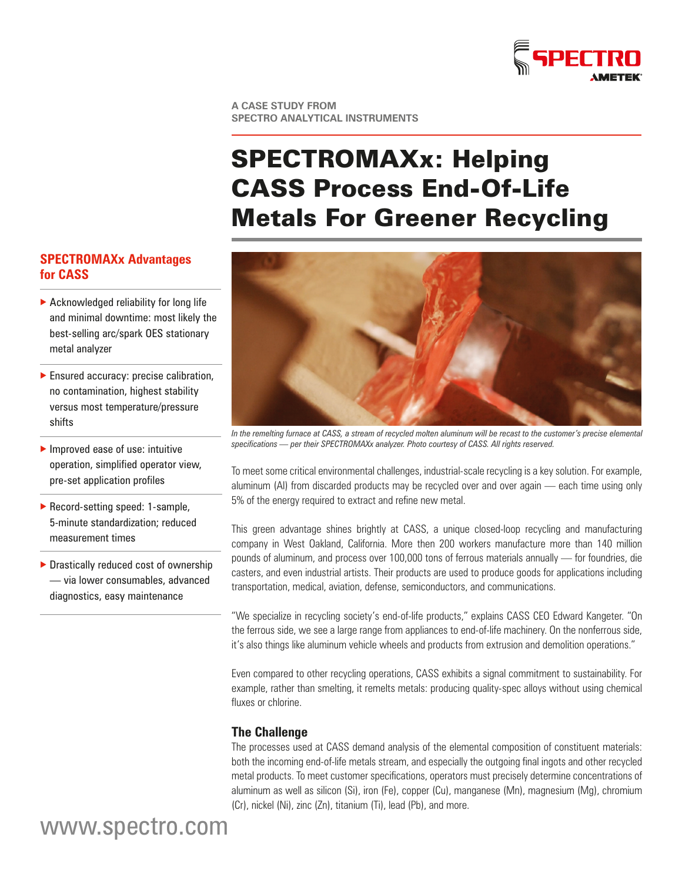A CASE STUDY FROM
SPECTRO ANALYTICAL INSTRUMENTS

# SPECTROMAXx: Helping CASS Process End-Of-Life Metals For Greener Recycling

## SPECTROMAXx Advantages for CASS

- Acknowledged reliability for long life and minimal downtime: most likely the best-selling arc/spark OES stationary metal analyzer
- Ensured accuracy: precise calibration, no contamination, highest stability versus most temperature/pressure shifts
- Improved ease of use: intuitive operation, simplified operator view, pre-set application profiles
- Record-setting speed: 1-sample, 5-minute standardization; reduced measurement times
- Drastically reduced cost of ownership — via lower consumables, advanced diagnostics, easy maintenance

*In the remelting furnace at CASS, a stream of recycled molten aluminum will be recast to the customer's precise elemental specifications — per their SPECTROMAXx analyzer. Photo courtesy of CASS. All rights reserved.*

To meet some critical environmental challenges, industrial-scale recycling is a key solution. For example, aluminum (Al) from discarded products may be recycled over and over again — each time using only 5% of the energy required to extract and refine new metal.

This green advantage shines brightly at CASS, a unique closed-loop recycling and manufacturing company in West Oakland, California. More then 200 workers manufacture more than 140 million pounds of aluminum, and process over 100,000 tons of ferrous materials annually — for foundries, die casters, and even industrial artists. Their products are used to produce goods for applications including transportation, medical, aviation, defense, semiconductors, and communications.

"We specialize in recycling society's end-of-life products," explains CASS CEO Edward Kangeter. "On the ferrous side, we see a large range from appliances to end-of-life machinery. On the nonferrous side, it's also things like aluminum vehicle wheels and products from extrusion and demolition operations."

Even compared to other recycling operations, CASS exhibits a signal commitment to sustainability. For example, rather than smelting, it remelts metals: producing quality-spec alloys without using chemical fluxes or chlorine.

### The Challenge

The processes used at CASS demand analysis of the elemental composition of constituent materials: both the incoming end-of-life metals stream, and especially the outgoing final ingots and other recycled metal products. To meet customer specifications, operators must precisely determine concentrations of aluminum as well as silicon (Si), iron (Fe), copper (Cu), manganese (Mn), magnesium (Mg), chromium (Cr), nickel (Ni), zinc (Zn), titanium (Ti), lead (Pb), and more.

www.spectro.com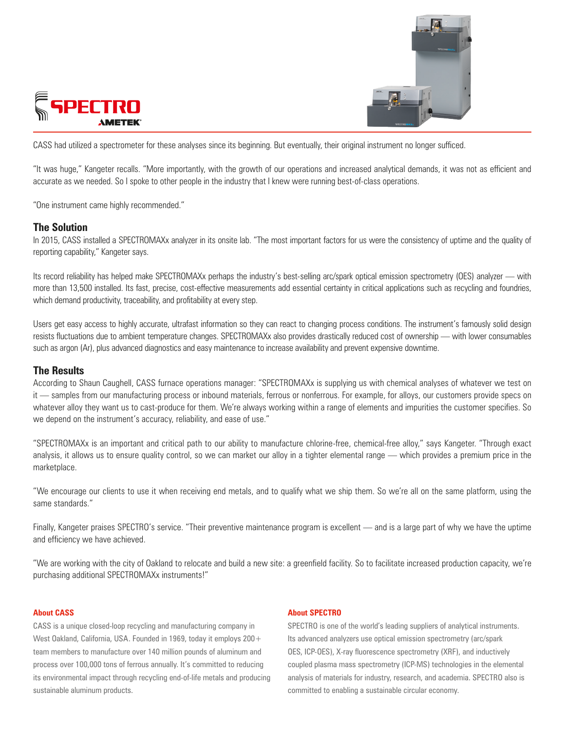CASS had utilized a spectrometer for these analyses since its beginning. But eventually, their original instrument no longer sufficed.

"It was huge," Kangeter recalls. "More importantly, with the growth of our operations and increased analytical demands, it was not as efficient and accurate as we needed. So I spoke to other people in the industry that I knew were running best-of-class operations.

"One instrument came highly recommended."

## The Solution

In 2015, CASS installed a SPECTROMAXx analyzer in its onsite lab. "The most important factors for us were the consistency of uptime and the quality of reporting capability," Kangeter says.

Its record reliability has helped make SPECTROMAXx perhaps the industry's best-selling arc/spark optical emission spectrometry (OES) analyzer — with more than 13,500 installed. Its fast, precise, cost-effective measurements add essential certainty in critical applications such as recycling and foundries, which demand productivity, traceability, and profitability at every step.

Users get easy access to highly accurate, ultrafast information so they can react to changing process conditions. The instrument's famously solid design resists fluctuations due to ambient temperature changes. SPECTROMAXx also provides drastically reduced cost of ownership — with lower consumables such as argon (Ar), plus advanced diagnostics and easy maintenance to increase availability and prevent expensive downtime.

## The Results

According to Shaun Caughell, CASS furnace operations manager: "SPECTROMAXx is supplying us with chemical analyses of whatever we test on it — samples from our manufacturing process or inbound materials, ferrous or nonferrous. For example, for alloys, our customers provide specs on whatever alloy they want us to cast-produce for them. We're always working within a range of elements and impurities the customer specifies. So we depend on the instrument's accuracy, reliability, and ease of use."

"SPECTROMAXx is an important and critical path to our ability to manufacture chlorine-free, chemical-free alloy," says Kangeter. "Through exact analysis, it allows us to ensure quality control, so we can market our alloy in a tighter elemental range — which provides a premium price in the marketplace.

"We encourage our clients to use it when receiving end metals, and to qualify what we ship them. So we're all on the same platform, using the same standards."

Finally, Kangeter praises SPECTRO's service. "Their preventive maintenance program is excellent — and is a large part of why we have the uptime and efficiency we have achieved.

"We are working with the city of Oakland to relocate and build a new site: a greenfield facility. So to facilitate increased production capacity, we're purchasing additional SPECTROMAXx instruments!"

#### About CASS

CASS is a unique closed-loop recycling and manufacturing company in West Oakland, California, USA. Founded in 1969, today it employs 200+ team members to manufacture over 140 million pounds of aluminum and process over 100,000 tons of ferrous annually. It's committed to reducing its environmental impact through recycling end-of-life metals and producing sustainable aluminum products.

#### About SPECTRO

SPECTRO is one of the world's leading suppliers of analytical instruments. Its advanced analyzers use optical emission spectrometry (arc/spark OES, ICP-OES), X-ray fluorescence spectrometry (XRF), and inductively coupled plasma mass spectrometry (ICP-MS) technologies in the elemental analysis of materials for industry, research, and academia. SPECTRO also is committed to enabling a sustainable circular economy.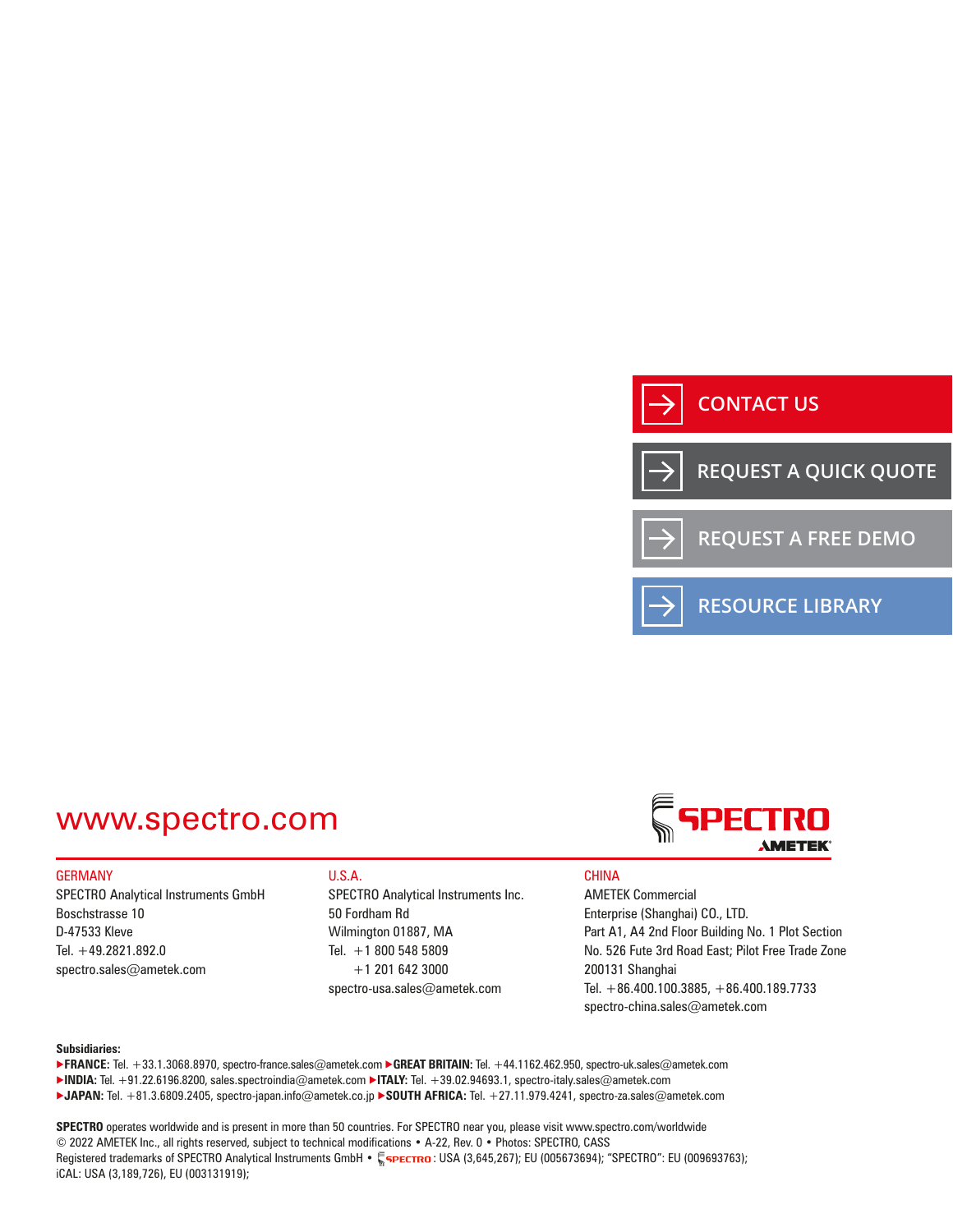CONTACT US

REQUEST A QUICK QUOTE

REQUEST A FREE DEMO

RESOURCE LIBRARY

www.spectro.com

SPECTRO AMETEK

GERMANY
SPECTRO Analytical Instruments GmbH
Boschstrasse 10
D-47533 Kleve
Tel. +49.2821.892.0
spectro.sales@ametek.com

U.S.A.
SPECTRO Analytical Instruments Inc.
50 Fordham Rd
Wilmington 01887, MA
Tel. +1 800 548 5809
+1 201 642 3000
spectro-usa.sales@ametek.com

CHINA
AMETEK Commercial
Enterprise (Shanghai) CO., LTD.
Part A1, A4 2nd Floor Building No. 1 Plot Section
No. 526 Fute 3rd Road East; Pilot Free Trade Zone
200131 Shanghai
Tel. +86.400.100.3885, +86.400.189.7733
spectro-china.sales@ametek.com

**Subsidiaries:**
▶**FRANCE:** Tel. +33.1.3068.8970, spectro-france.sales@ametek.com ▶**GREAT BRITAIN:** Tel. +44.1162.462.950, spectro-uk.sales@ametek.com
▶**INDIA:** Tel. +91.22.6196.8200, sales.spectroindia@ametek.com ▶**ITALY:** Tel. +39.02.94693.1, spectro-italy.sales@ametek.com
▶**JAPAN:** Tel. +81.3.6809.2405, spectro-japan.info@ametek.co.jp ▶**SOUTH AFRICA:** Tel. +27.11.979.4241, spectro-za.sales@ametek.com

**SPECTRO** operates worldwide and is present in more than 50 countries. For SPECTRO near you, please visit www.spectro.com/worldwide
© 2022 AMETEK Inc., all rights reserved, subject to technical modifications • A-22, Rev. 0 • Photos: SPECTRO, CASS
Registered trademarks of SPECTRO Analytical Instruments GmbH • SPECTRO: USA (3,645,267); EU (005673694); "SPECTRO": EU (009693763);
iCAL: USA (3,189,726), EU (003131919);